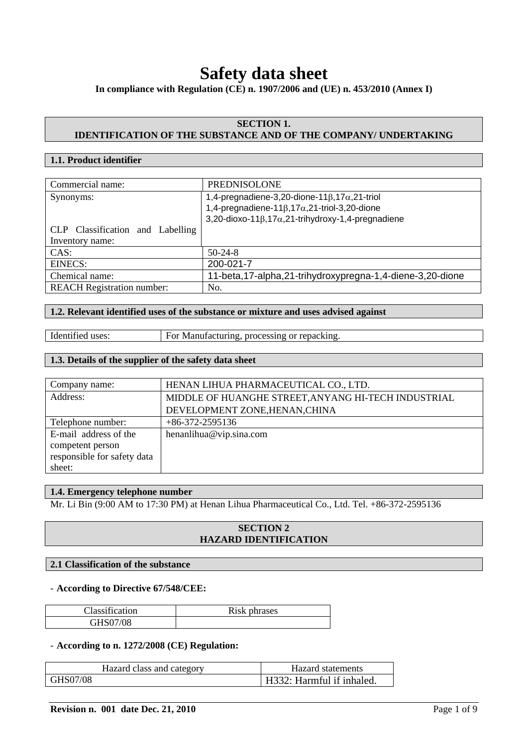# Safety data sheet

**In compliance with Regulation (CE) n. 1907/2006 and (UE) n. 453/2010 (Annex I)**

## SECTION 1. IDENTIFICATION OF THE SUBSTANCE AND OF THE COMPANY/ UNDERTAKING

### 1.1. Product identifier

| | |
|---|---|
| Commercial name: | PREDNISOLONE |
| Synonyms: <br> CLP Classification and Labelling Inventory name: | 1,4-pregnadiene-3,20-dione-11β,17α,21-triol <br> 1,4-pregnadiene-11β,17α,21-triol-3,20-dione <br> 3,20-dioxo-11β,17α,21-trihydroxy-1,4-pregnadiene |
| CAS: | 50-24-8 |
| EINECS: | 200-021-7 |
| Chemical name: | 11-beta,17-alpha,21-trihydroxypregna-1,4-diene-3,20-dione |
| REACH Registration number: | No. |

### 1.2. Relevant identified uses of the substance or mixture and uses advised against

| | |
|---|---|
| Identified uses: | For Manufacturing, processing or repacking. |

### 1.3. Details of the supplier of the safety data sheet

| | |
|---|---|
| Company name: | HENAN LIHUA PHARMACEUTICAL CO., LTD. |
| Address: | MIDDLE OF HUANGHE STREET,ANYANG HI-TECH INDUSTRIAL DEVELOPMENT ZONE,HENAN,CHINA |
| Telephone number: | +86-372-2595136 |
| E-mail address of the competent person responsible for safety data sheet: | henanlihua@vip.sina.com |

### 1.4. Emergency telephone number

Mr. Li Bin (9:00 AM to 17:30 PM) at Henan Lihua Pharmaceutical Co., Ltd. Tel. +86-372-2595136

## SECTION 2 HAZARD IDENTIFICATION

### 2.1 Classification of the substance

- **According to Directive 67/548/CEE:**

| Classification | Risk phrases |
|---|---|
| GHS07/08 | |

- **According to n. 1272/2008 (CE) Regulation:**

| Hazard class and category | Hazard statements |
|---|---|
| GHS07/08 | H332: Harmful if inhaled. |

**Revision n. 001 date Dec. 21, 2010**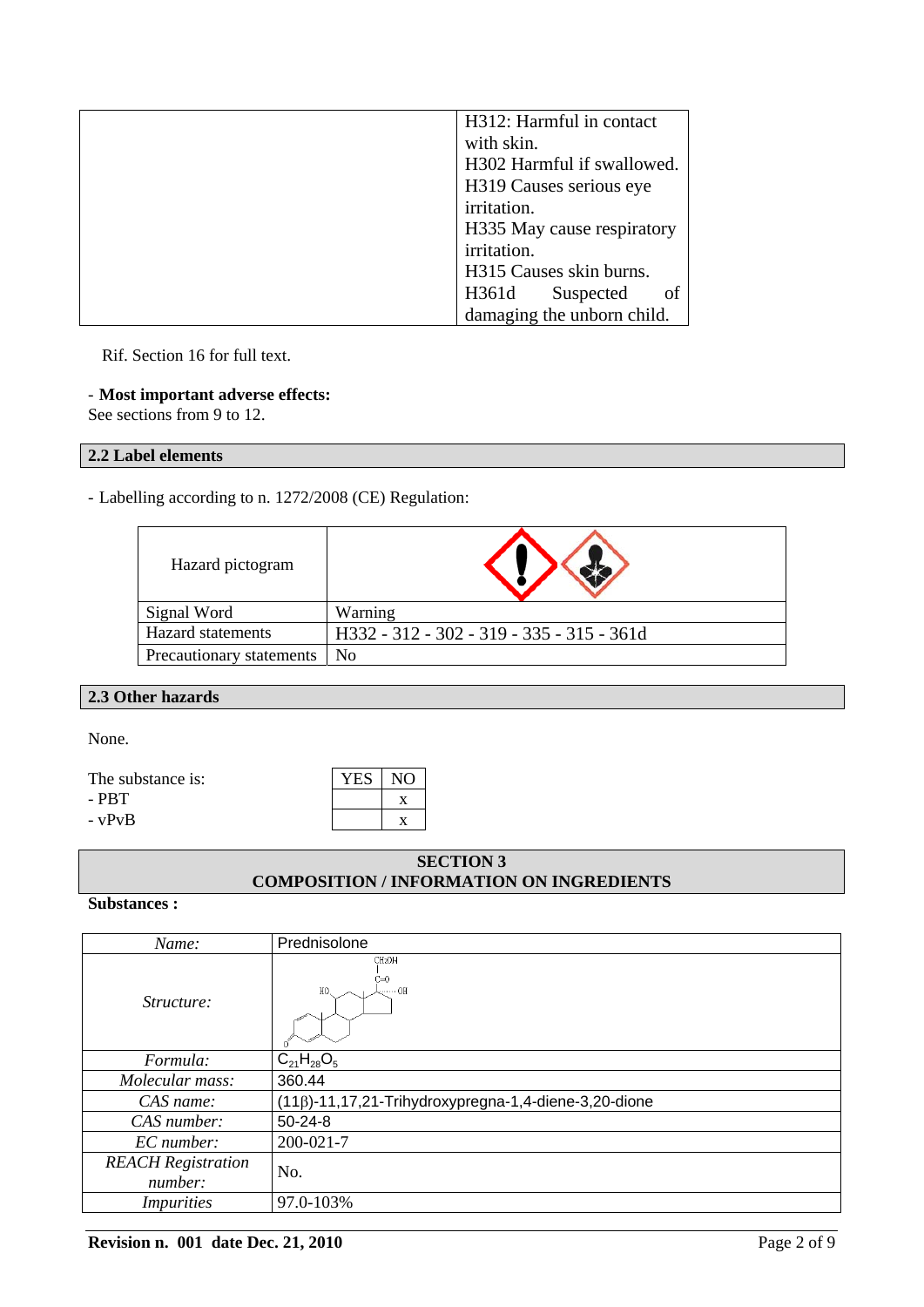|  | H312: Harmful in contact with skin.<br>H302 Harmful if swallowed.<br>H319 Causes serious eye irritation.<br>H335 May cause respiratory irritation.<br>H315 Causes skin burns.<br>H361d Suspected of damaging the unborn child. |
|---|---|

Rif. Section 16 for full text.

- **Most important adverse effects:**
See sections from 9 to 12.

## 2.2 Label elements

- Labelling according to n. 1272/2008 (CE) Regulation:

| Hazard pictogram |  |
|---|---|
| Signal Word | Warning |
| Hazard statements | H332 - 312 - 302 - 319 - 335 - 315 - 361d |
| Precautionary statements | No |

## 2.3 Other hazards

None.

| The substance is: | YES | NO |
|---|---|---|
| - PBT |  | x |
| - vPvB |  | x |

## SECTION 3
## COMPOSITION / INFORMATION ON INGREDIENTS

**Substances :**

| *Name:* | Prednisolone |
|---|---|
| *Structure:* |  |
| *Formula:* | $C_{21}H_{28}O_5$ |
| *Molecular mass:* | 360.44 |
| *CAS name:* | (11β)-11,17,21-Trihydroxypregna-1,4-diene-3,20-dione |
| *CAS number:* | 50-24-8 |
| *EC number:* | 200-021-7 |
| *REACH Registration number:* | No. |
| *Impurities* | 97.0-103% |

**Revision n. 001 date Dec. 21, 2010**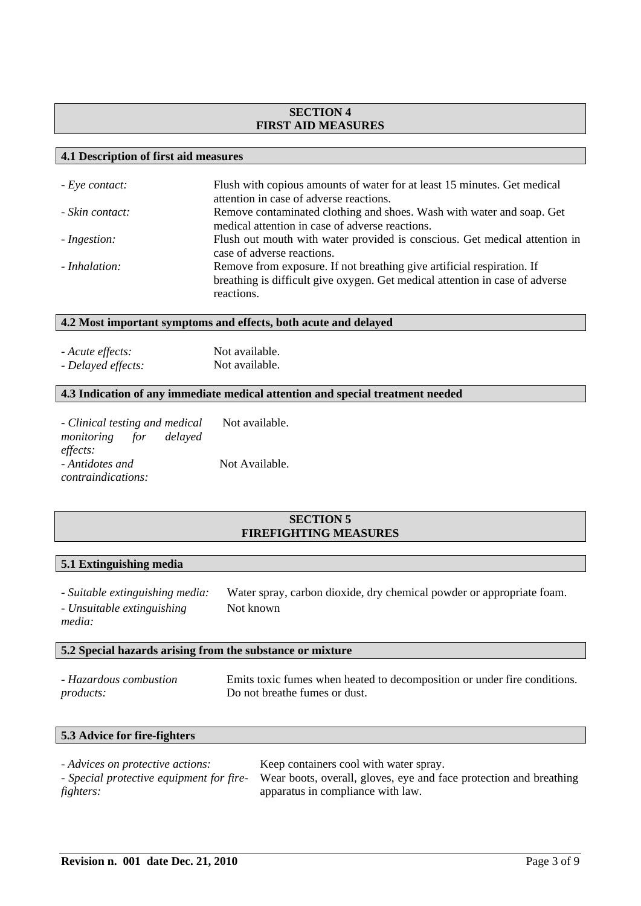## SECTION 4
## FIRST AID MEASURES

### 4.1 Description of first aid measures

- *Eye contact:* Flush with copious amounts of water for at least 15 minutes. Get medical attention in case of adverse reactions.
- *Skin contact:* Remove contaminated clothing and shoes. Wash with water and soap. Get medical attention in case of adverse reactions.
- *Ingestion:* Flush out mouth with water provided is conscious. Get medical attention in case of adverse reactions.
- *Inhalation:* Remove from exposure. If not breathing give artificial respiration. If breathing is difficult give oxygen. Get medical attention in case of adverse reactions.

### 4.2 Most important symptoms and effects, both acute and delayed

- *Acute effects:* Not available.
- *Delayed effects:* Not available.

### 4.3 Indication of any immediate medical attention and special treatment needed

- *Clinical testing and medical monitoring for delayed effects:* Not available.
- *Antidotes and contraindications:* Not Available.

## SECTION 5
## FIREFIGHTING MEASURES

### 5.1 Extinguishing media

- *Suitable extinguishing media:* Water spray, carbon dioxide, dry chemical powder or appropriate foam.
- *Unsuitable extinguishing media:* Not known

### 5.2 Special hazards arising from the substance or mixture

- *Hazardous combustion products:* Emits toxic fumes when heated to decomposition or under fire conditions. Do not breathe fumes or dust.

### 5.3 Advice for fire-fighters

- *Advices on protective actions:* Keep containers cool with water spray.
- *Special protective equipment for fire-fighters:* Wear boots, overall, gloves, eye and face protection and breathing apparatus in compliance with law.

**Revision n. 001 date Dec. 21, 2010**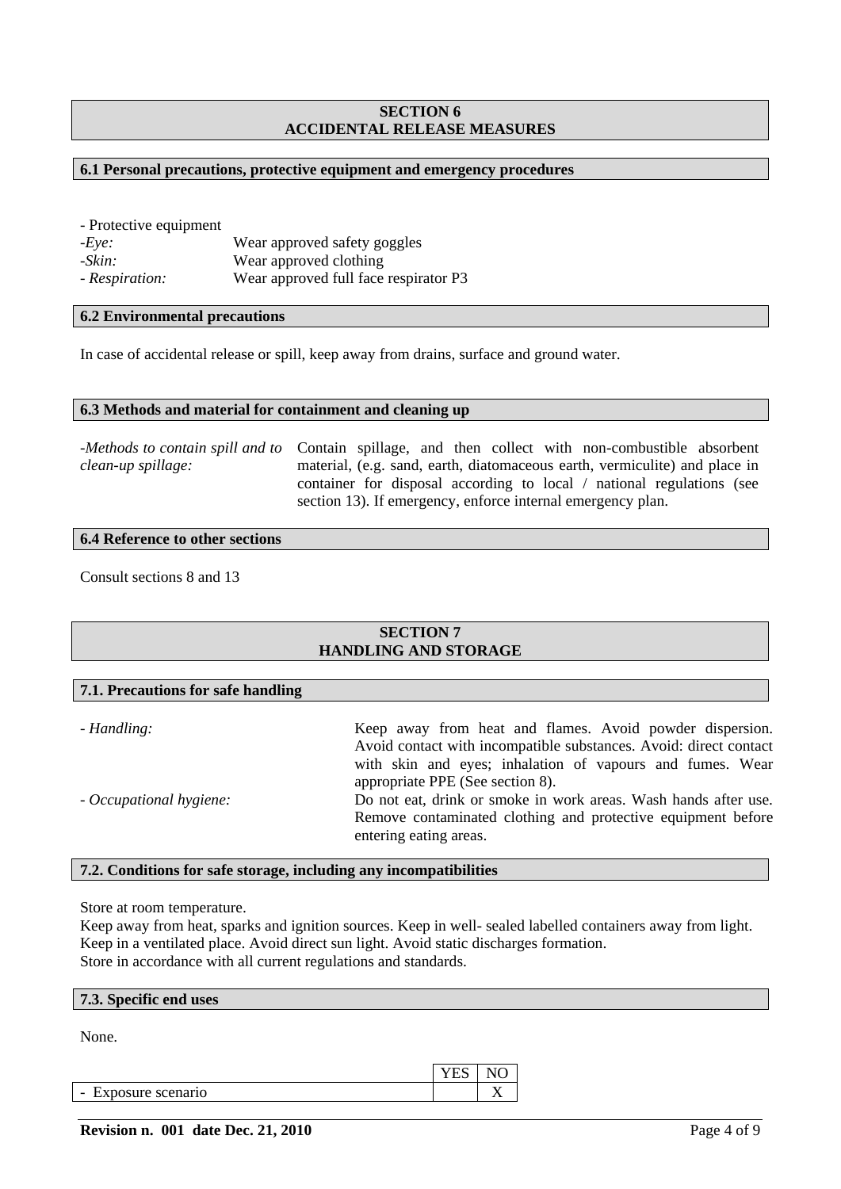## SECTION 6
## ACCIDENTAL RELEASE MEASURES

### 6.1 Personal precautions, protective equipment and emergency procedures

- Protective equipment

| | |
|---|---|
| *-Eye:* | Wear approved safety goggles |
| *-Skin:* | Wear approved clothing |
| *- Respiration:* | Wear approved full face respirator P3 |

### 6.2 Environmental precautions

In case of accidental release or spill, keep away from drains, surface and ground water.

### 6.3 Methods and material for containment and cleaning up

| | |
|---|---|
| *-Methods to contain spill and to clean-up spillage:* | Contain spillage, and then collect with non-combustible absorbent material, (e.g. sand, earth, diatomaceous earth, vermiculite) and place in container for disposal according to local / national regulations (see section 13). If emergency, enforce internal emergency plan. |

### 6.4 Reference to other sections

Consult sections 8 and 13

## SECTION 7
## HANDLING AND STORAGE

### 7.1. Precautions for safe handling

| | |
|---|---|
| *- Handling:* | Keep away from heat and flames. Avoid powder dispersion. Avoid contact with incompatible substances. Avoid: direct contact with skin and eyes; inhalation of vapours and fumes. Wear appropriate PPE (See section 8). |
| *- Occupational hygiene:* | Do not eat, drink or smoke in work areas. Wash hands after use. Remove contaminated clothing and protective equipment before entering eating areas. |

### 7.2. Conditions for safe storage, including any incompatibilities

Store at room temperature.
Keep away from heat, sparks and ignition sources. Keep in well- sealed labelled containers away from light.
Keep in a ventilated place. Avoid direct sun light. Avoid static discharges formation.
Store in accordance with all current regulations and standards.

### 7.3. Specific end uses

None.

| | YES | NO |
|---|---|---|
| - Exposure scenario | | X |

**Revision n. 001 date Dec. 21, 2010**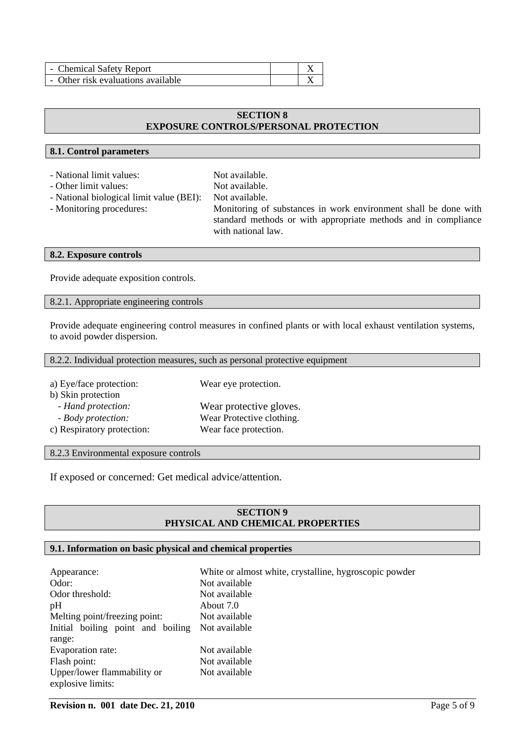| - Chemical Safety Report | | X |
|---|---|---|
| - Other risk evaluations available | | X |

## SECTION 8
## EXPOSURE CONTROLS/PERSONAL PROTECTION

### 8.1. Control parameters

- National limit values: Not available.
- Other limit values: Not available.
- National biological limit value (BEI): Not available.
- Monitoring procedures: Monitoring of substances in work environment shall be done with standard methods or with appropriate methods and in compliance with national law.

### 8.2. Exposure controls

Provide adequate exposition controls.

#### 8.2.1. Appropriate engineering controls

Provide adequate engineering control measures in confined plants or with local exhaust ventilation systems, to avoid powder dispersion.

#### 8.2.2. Individual protection measures, such as personal protective equipment

a) Eye/face protection: Wear eye protection.
b) Skin protection
- *Hand protection:* Wear protective gloves.
- *Body protection:* Wear Protective clothing.

c) Respiratory protection: Wear face protection.

#### 8.2.3 Environmental exposure controls

If exposed or concerned: Get medical advice/attention.

## SECTION 9
## PHYSICAL AND CHEMICAL PROPERTIES

### 9.1. Information on basic physical and chemical properties

| | |
|---|---|
| Appearance: | White or almost white, crystalline, hygroscopic powder |
| Odor: | Not available |
| Odor threshold: | Not available |
| pH | About 7.0 |
| Melting point/freezing point: | Not available |
| Initial boiling point and boiling range: | Not available |
| Evaporation rate: | Not available |
| Flash point: | Not available |
| Upper/lower flammability or explosive limits: | Not available |

**Revision n. 001 date Dec. 21, 2010**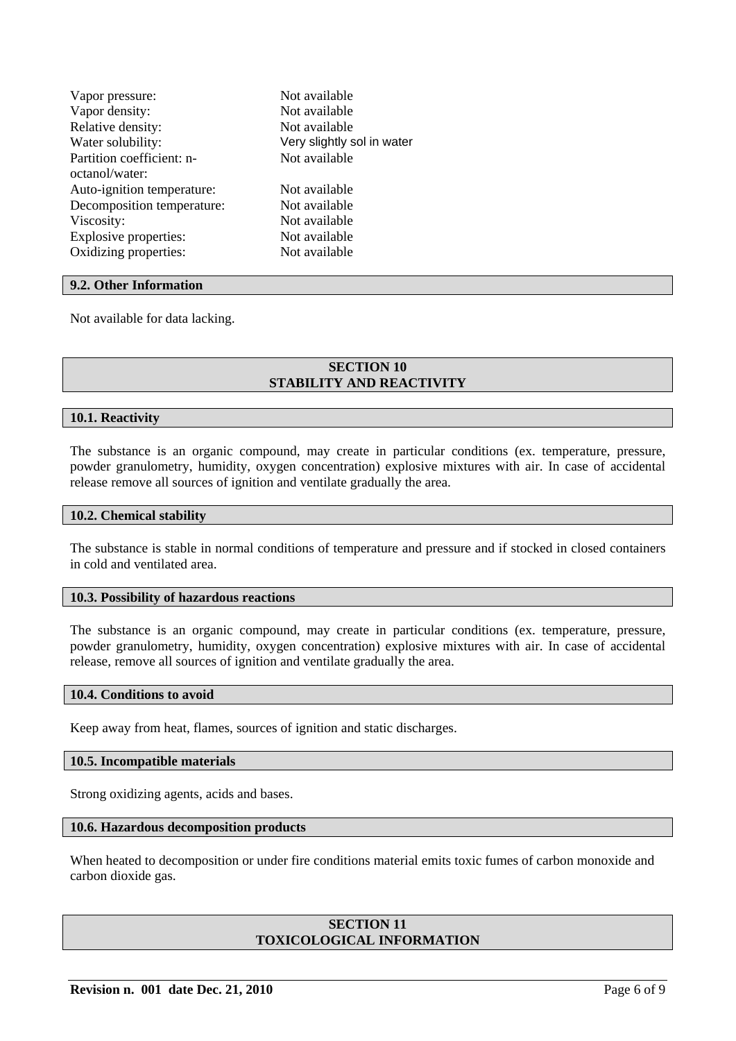| | |
|---|---|
| Vapor pressure: | Not available |
| Vapor density: | Not available |
| Relative density: | Not available |
| Water solubility: | Very slightly sol in water |
| Partition coefficient: n-octanol/water: | Not available |
| Auto-ignition temperature: | Not available |
| Decomposition temperature: | Not available |
| Viscosity: | Not available |
| Explosive properties: | Not available |
| Oxidizing properties: | Not available |

### 9.2. Other Information

Not available for data lacking.

## SECTION 10
## STABILITY AND REACTIVITY

### 10.1. Reactivity

The substance is an organic compound, may create in particular conditions (ex. temperature, pressure, powder granulometry, humidity, oxygen concentration) explosive mixtures with air. In case of accidental release remove all sources of ignition and ventilate gradually the area.

### 10.2. Chemical stability

The substance is stable in normal conditions of temperature and pressure and if stocked in closed containers in cold and ventilated area.

### 10.3. Possibility of hazardous reactions

The substance is an organic compound, may create in particular conditions (ex. temperature, pressure, powder granulometry, humidity, oxygen concentration) explosive mixtures with air. In case of accidental release, remove all sources of ignition and ventilate gradually the area.

### 10.4. Conditions to avoid

Keep away from heat, flames, sources of ignition and static discharges.

### 10.5. Incompatible materials

Strong oxidizing agents, acids and bases.

### 10.6. Hazardous decomposition products

When heated to decomposition or under fire conditions material emits toxic fumes of carbon monoxide and carbon dioxide gas.

## SECTION 11
## TOXICOLOGICAL INFORMATION

**Revision n. 001 date Dec. 21, 2010**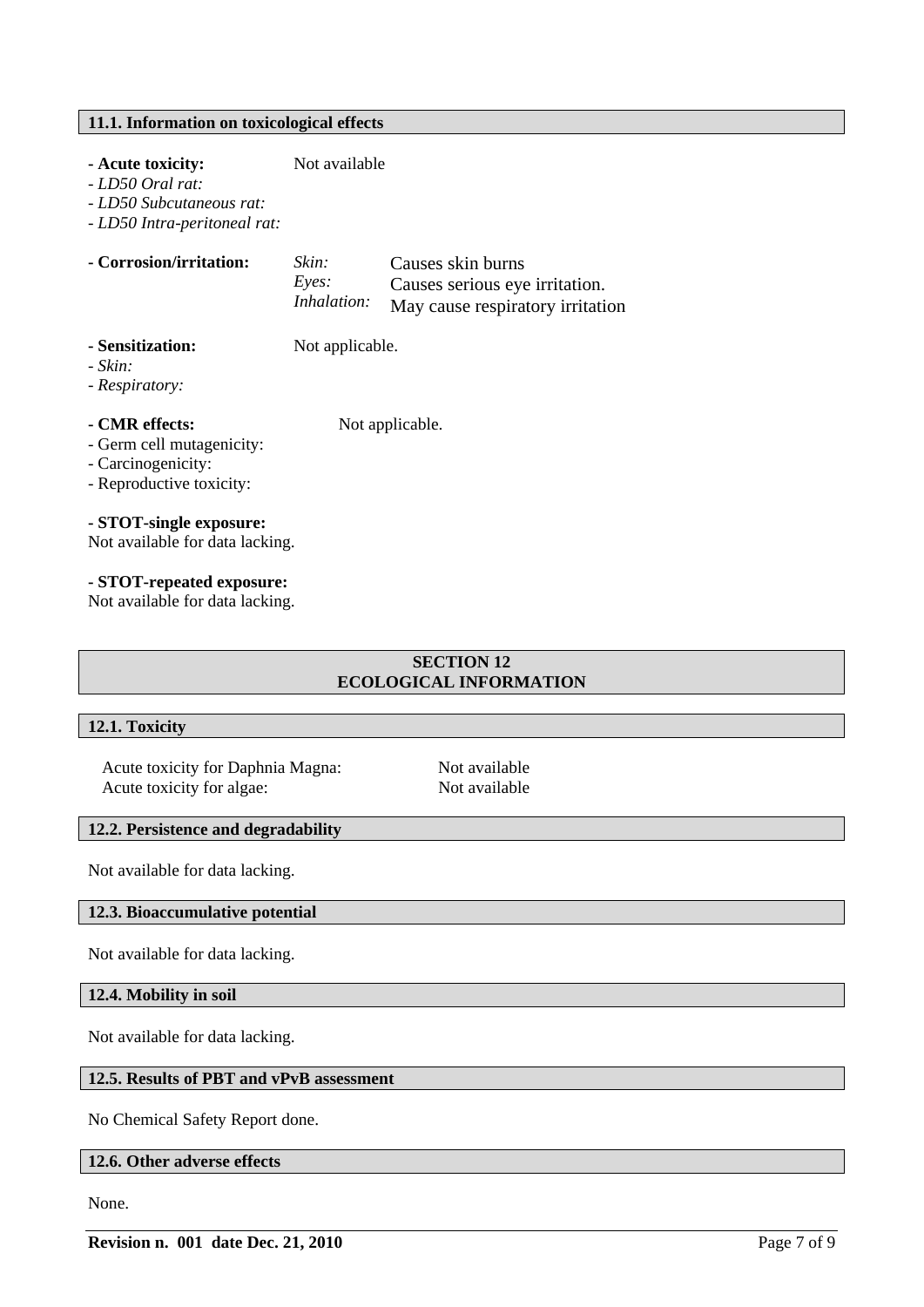### 11.1. Information on toxicological effects

**- Acute toxicity:** Not available
*- LD50 Oral rat:*
*- LD50 Subcutaneous rat:*
*- LD50 Intra-peritoneal rat:*

**- Corrosion/irritation:**

| | |
|---|---|
| *Skin:* | Causes skin burns |
| *Eyes:* | Causes serious eye irritation. |
| *Inhalation:* | May cause respiratory irritation |

**- Sensitization:** Not applicable.
*- Skin:*
*- Respiratory:*

**- CMR effects:** Not applicable.
- Germ cell mutagenicity:
- Carcinogenicity:
- Reproductive toxicity:

**- STOT-single exposure:**
Not available for data lacking.

**- STOT-repeated exposure:**
Not available for data lacking.

## SECTION 12
## ECOLOGICAL INFORMATION

### 12.1. Toxicity

| | |
|---|---|
| Acute toxicity for Daphnia Magna: | Not available |
| Acute toxicity for algae: | Not available |

### 12.2. Persistence and degradability

Not available for data lacking.

### 12.3. Bioaccumulative potential

Not available for data lacking.

### 12.4. Mobility in soil

Not available for data lacking.

### 12.5. Results of PBT and vPvB assessment

No Chemical Safety Report done.

### 12.6. Other adverse effects

None.

**Revision n. 001 date Dec. 21, 2010**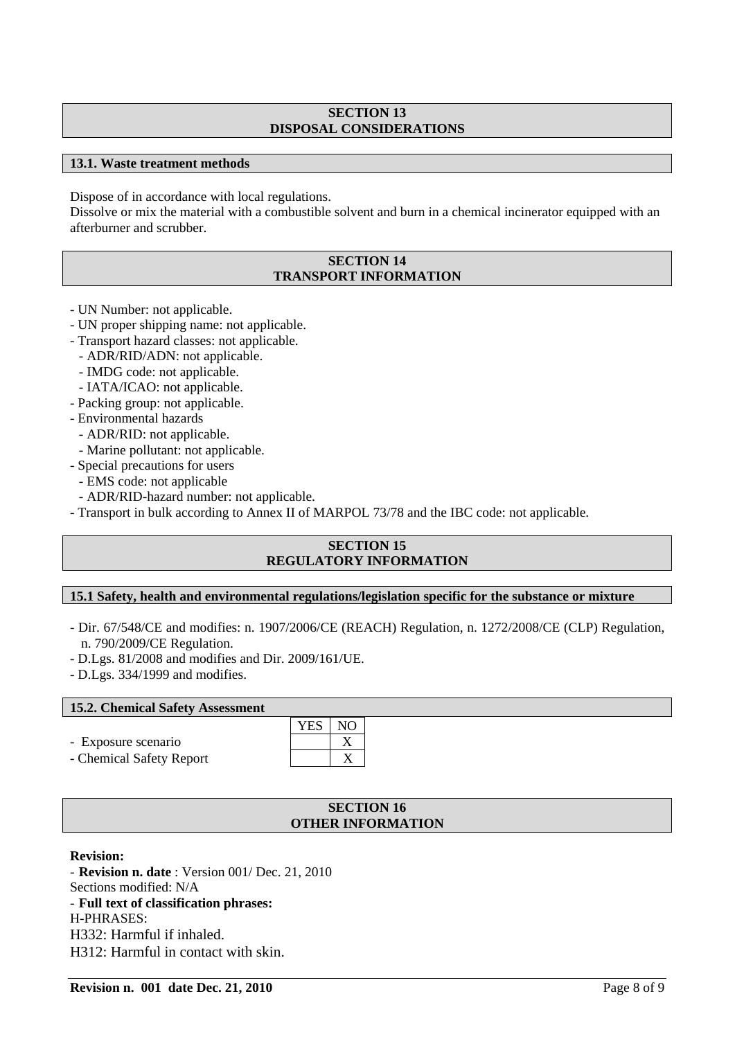## SECTION 13
## DISPOSAL CONSIDERATIONS

### 13.1. Waste treatment methods

Dispose of in accordance with local regulations.
Dissolve or mix the material with a combustible solvent and burn in a chemical incinerator equipped with an afterburner and scrubber.

## SECTION 14
## TRANSPORT INFORMATION

- UN Number: not applicable.
- UN proper shipping name: not applicable.
- Transport hazard classes: not applicable.
  - ADR/RID/ADN: not applicable.
  - IMDG code: not applicable.
  - IATA/ICAO: not applicable.
- Packing group: not applicable.
- Environmental hazards
  - ADR/RID: not applicable.
  - Marine pollutant: not applicable.
- Special precautions for users
  - EMS code: not applicable
  - ADR/RID-hazard number: not applicable.
- Transport in bulk according to Annex II of MARPOL 73/78 and the IBC code: not applicable.

## SECTION 15
## REGULATORY INFORMATION

### 15.1 Safety, health and environmental regulations/legislation specific for the substance or mixture

- Dir. 67/548/CE and modifies: n. 1907/2006/CE (REACH) Regulation, n. 1272/2008/CE (CLP) Regulation, n. 790/2009/CE Regulation.
- D.Lgs. 81/2008 and modifies and Dir. 2009/161/UE.
- D.Lgs. 334/1999 and modifies.

### 15.2. Chemical Safety Assessment

| | YES | NO |
|---|---|---|
| - Exposure scenario | | X |
| - Chemical Safety Report | | X |

## SECTION 16
## OTHER INFORMATION

**Revision:**
- **Revision n. date** : Version 001/ Dec. 21, 2010

Sections modified: N/A
- **Full text of classification phrases:**

H-PHRASES:
H332: Harmful if inhaled.
H312: Harmful in contact with skin.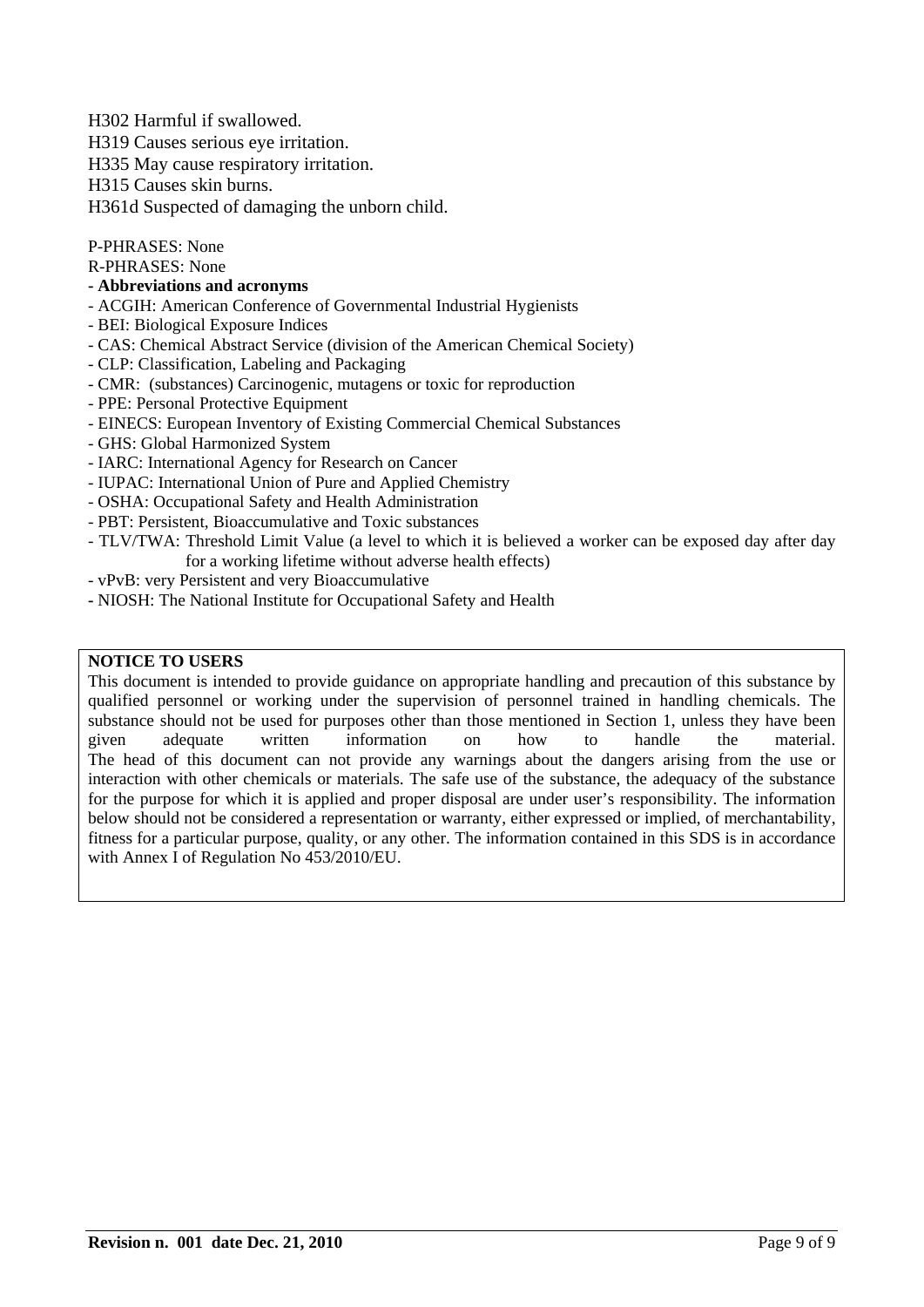H302 Harmful if swallowed.
H319 Causes serious eye irritation.
H335 May cause respiratory irritation.
H315 Causes skin burns.
H361d Suspected of damaging the unborn child.

P-PHRASES: None
R-PHRASES: None

**- Abbreviations and acronyms**

- ACGIH: American Conference of Governmental Industrial Hygienists
- BEI: Biological Exposure Indices
- CAS: Chemical Abstract Service (division of the American Chemical Society)
- CLP: Classification, Labeling and Packaging
- CMR: (substances) Carcinogenic, mutagens or toxic for reproduction
- PPE: Personal Protective Equipment
- EINECS: European Inventory of Existing Commercial Chemical Substances
- GHS: Global Harmonized System
- IARC: International Agency for Research on Cancer
- IUPAC: International Union of Pure and Applied Chemistry
- OSHA: Occupational Safety and Health Administration
- PBT: Persistent, Bioaccumulative and Toxic substances
- TLV/TWA: Threshold Limit Value (a level to which it is believed a worker can be exposed day after day for a working lifetime without adverse health effects)
- vPvB: very Persistent and very Bioaccumulative
- NIOSH: The National Institute for Occupational Safety and Health

**NOTICE TO USERS**

This document is intended to provide guidance on appropriate handling and precaution of this substance by qualified personnel or working under the supervision of personnel trained in handling chemicals. The substance should not be used for purposes other than those mentioned in Section 1, unless they have been given adequate written information on how to handle the material.
The head of this document can not provide any warnings about the dangers arising from the use or interaction with other chemicals or materials. The safe use of the substance, the adequacy of the substance for the purpose for which it is applied and proper disposal are under user's responsibility. The information below should not be considered a representation or warranty, either expressed or implied, of merchantability, fitness for a particular purpose, quality, or any other. The information contained in this SDS is in accordance with Annex I of Regulation No 453/2010/EU.

**Revision n. 001 date Dec. 21, 2010**